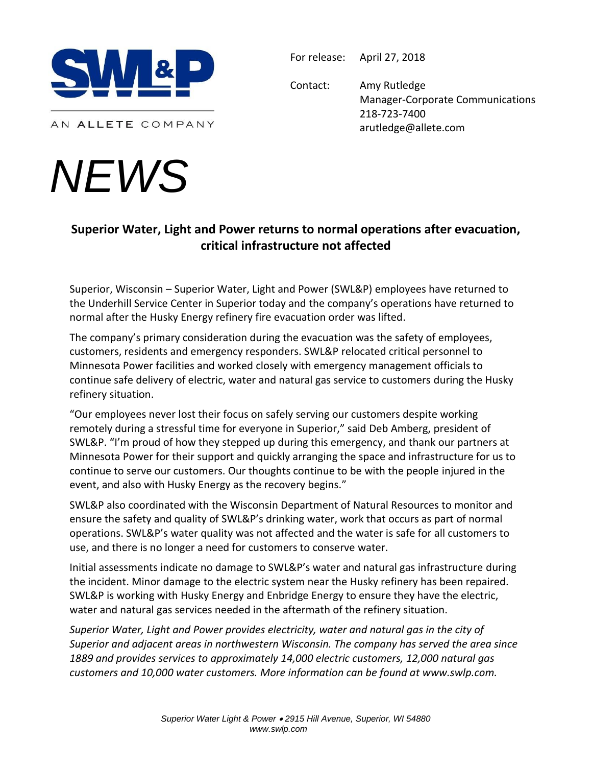SWL&P

AN ALLETE COMPANY

For release: April 27, 2018

Contact: Amy Rutledge
Manager-Corporate Communications
218-723-7400
arutledge@allete.com

*NEWS*

## Superior Water, Light and Power returns to normal operations after evacuation, critical infrastructure not affected

Superior, Wisconsin – Superior Water, Light and Power (SWL&P) employees have returned to the Underhill Service Center in Superior today and the company's operations have returned to normal after the Husky Energy refinery fire evacuation order was lifted.

The company's primary consideration during the evacuation was the safety of employees, customers, residents and emergency responders. SWL&P relocated critical personnel to Minnesota Power facilities and worked closely with emergency management officials to continue safe delivery of electric, water and natural gas service to customers during the Husky refinery situation.

"Our employees never lost their focus on safely serving our customers despite working remotely during a stressful time for everyone in Superior," said Deb Amberg, president of SWL&P. "I'm proud of how they stepped up during this emergency, and thank our partners at Minnesota Power for their support and quickly arranging the space and infrastructure for us to continue to serve our customers. Our thoughts continue to be with the people injured in the event, and also with Husky Energy as the recovery begins."

SWL&P also coordinated with the Wisconsin Department of Natural Resources to monitor and ensure the safety and quality of SWL&P's drinking water, work that occurs as part of normal operations. SWL&P's water quality was not affected and the water is safe for all customers to use, and there is no longer a need for customers to conserve water.

Initial assessments indicate no damage to SWL&P's water and natural gas infrastructure during the incident. Minor damage to the electric system near the Husky refinery has been repaired. SWL&P is working with Husky Energy and Enbridge Energy to ensure they have the electric, water and natural gas services needed in the aftermath of the refinery situation.

*Superior Water, Light and Power provides electricity, water and natural gas in the city of Superior and adjacent areas in northwestern Wisconsin. The company has served the area since 1889 and provides services to approximately 14,000 electric customers, 12,000 natural gas customers and 10,000 water customers. More information can be found at www.swlp.com.*

*Superior Water Light & Power • 2915 Hill Avenue, Superior, WI 54880*
*www.swlp.com*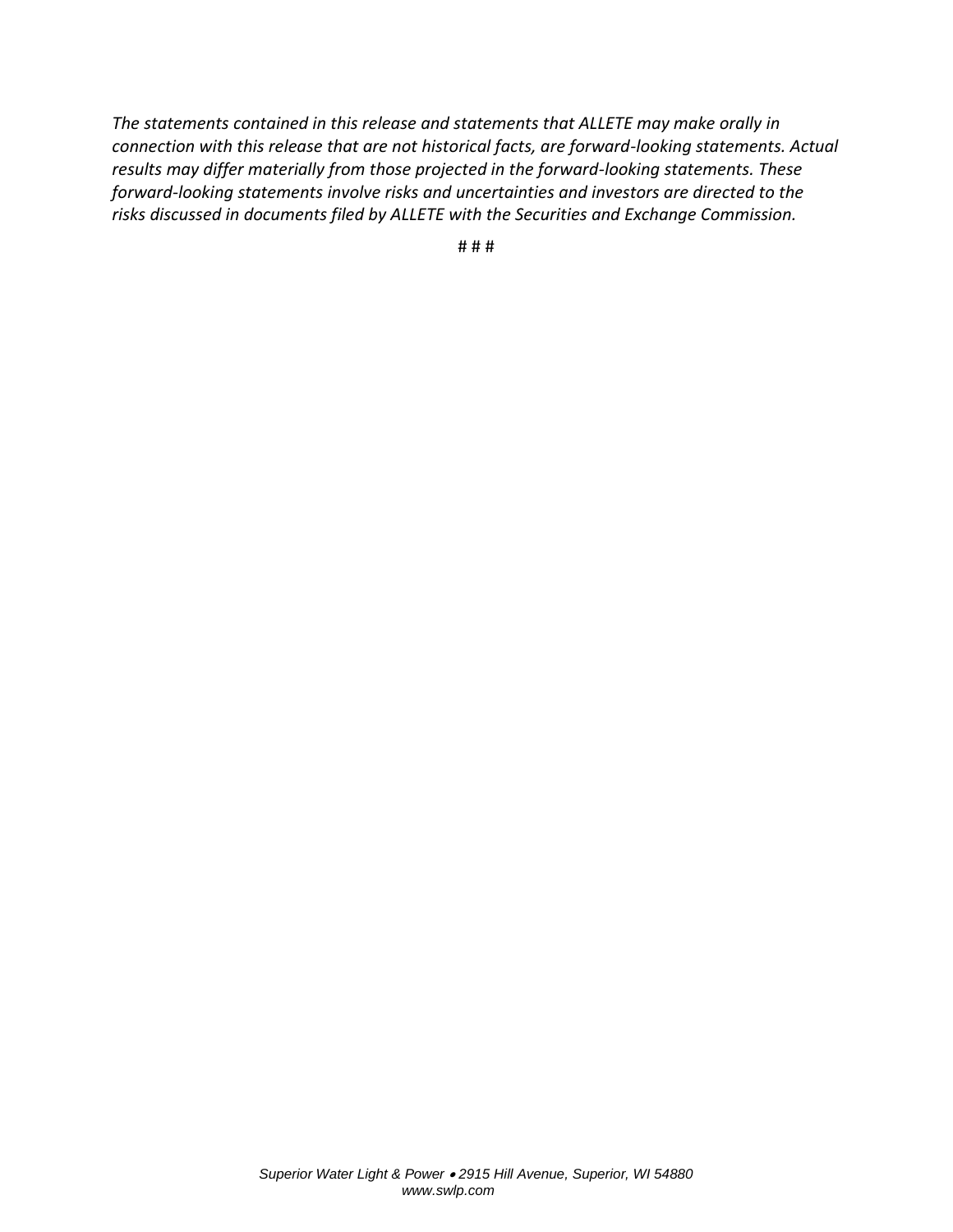*The statements contained in this release and statements that ALLETE may make orally in connection with this release that are not historical facts, are forward-looking statements. Actual results may differ materially from those projected in the forward-looking statements. These forward-looking statements involve risks and uncertainties and investors are directed to the risks discussed in documents filed by ALLETE with the Securities and Exchange Commission.*

# # #